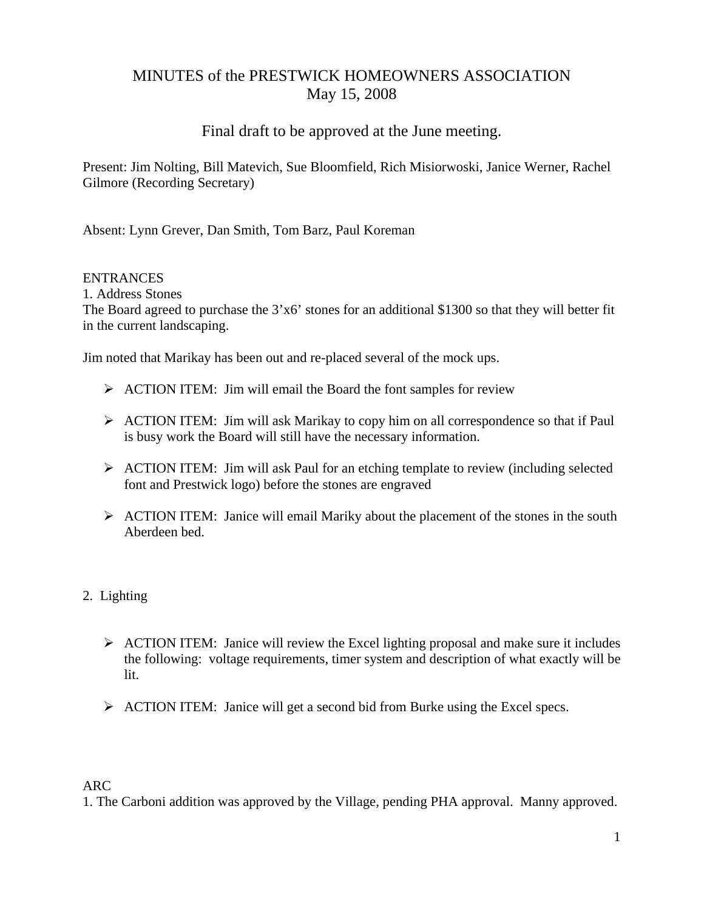# MINUTES of the PRESTWICK HOMEOWNERS ASSOCIATION
May 15, 2008

## Final draft to be approved at the June meeting.

Present: Jim Nolting, Bill Matevich, Sue Bloomfield, Rich Misiorwoski, Janice Werner, Rachel Gilmore (Recording Secretary)

Absent: Lynn Grever, Dan Smith, Tom Barz, Paul Koreman

ENTRANCES

1. Address Stones

The Board agreed to purchase the 3'x6' stones for an additional $1300 so that they will better fit in the current landscaping.

Jim noted that Marikay has been out and re-placed several of the mock ups.

- ACTION ITEM: Jim will email the Board the font samples for review
- ACTION ITEM: Jim will ask Marikay to copy him on all correspondence so that if Paul is busy work the Board will still have the necessary information.
- ACTION ITEM: Jim will ask Paul for an etching template to review (including selected font and Prestwick logo) before the stones are engraved
- ACTION ITEM: Janice will email Mariky about the placement of the stones in the south Aberdeen bed.

2. Lighting

- ACTION ITEM: Janice will review the Excel lighting proposal and make sure it includes the following: voltage requirements, timer system and description of what exactly will be lit.
- ACTION ITEM: Janice will get a second bid from Burke using the Excel specs.

ARC

1. The Carboni addition was approved by the Village, pending PHA approval. Manny approved.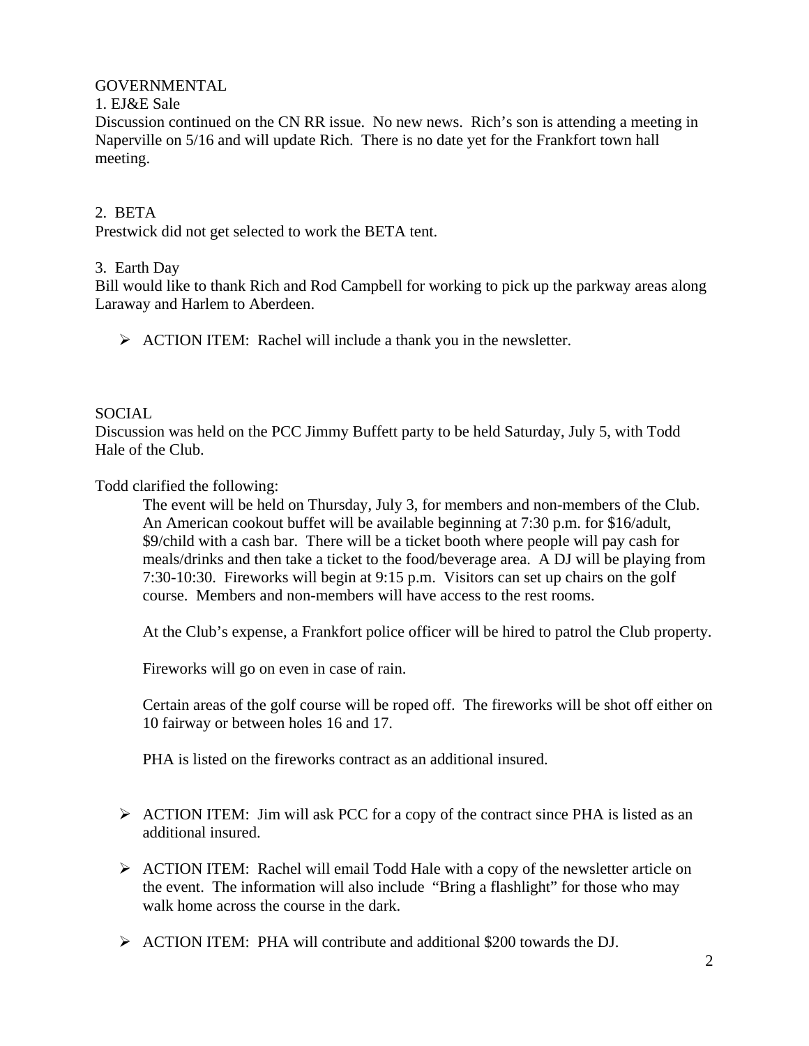GOVERNMENTAL

1. EJ&E Sale

Discussion continued on the CN RR issue. No new news. Rich's son is attending a meeting in Naperville on 5/16 and will update Rich. There is no date yet for the Frankfort town hall meeting.

2. BETA

Prestwick did not get selected to work the BETA tent.

3. Earth Day

Bill would like to thank Rich and Rod Campbell for working to pick up the parkway areas along Laraway and Harlem to Aberdeen.

- ACTION ITEM: Rachel will include a thank you in the newsletter.

SOCIAL

Discussion was held on the PCC Jimmy Buffett party to be held Saturday, July 5, with Todd Hale of the Club.

Todd clarified the following:

> The event will be held on Thursday, July 3, for members and non-members of the Club. An American cookout buffet will be available beginning at 7:30 p.m. for $16/adult, $9/child with a cash bar. There will be a ticket booth where people will pay cash for meals/drinks and then take a ticket to the food/beverage area. A DJ will be playing from 7:30-10:30. Fireworks will begin at 9:15 p.m. Visitors can set up chairs on the golf course. Members and non-members will have access to the rest rooms.
>
> At the Club's expense, a Frankfort police officer will be hired to patrol the Club property.
>
> Fireworks will go on even in case of rain.
>
> Certain areas of the golf course will be roped off. The fireworks will be shot off either on 10 fairway or between holes 16 and 17.
>
> PHA is listed on the fireworks contract as an additional insured.

- ACTION ITEM: Jim will ask PCC for a copy of the contract since PHA is listed as an additional insured.
- ACTION ITEM: Rachel will email Todd Hale with a copy of the newsletter article on the event. The information will also include "Bring a flashlight" for those who may walk home across the course in the dark.
- ACTION ITEM: PHA will contribute and additional $200 towards the DJ.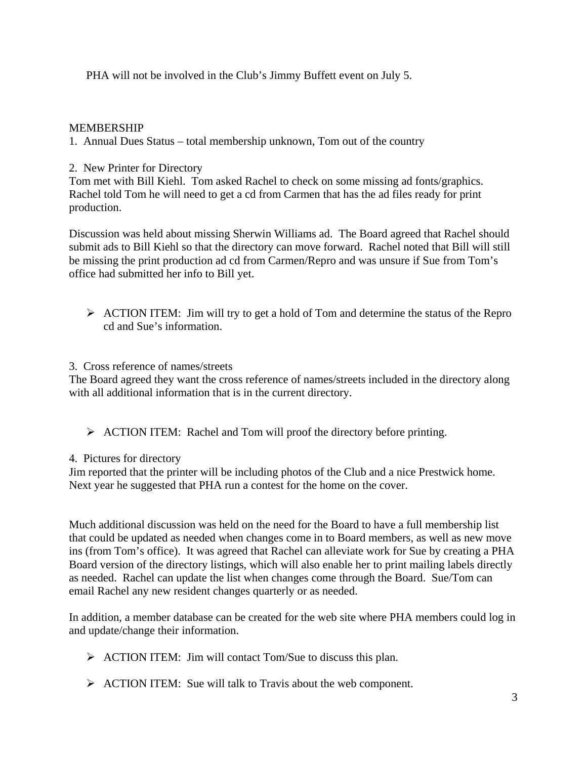PHA will not be involved in the Club's Jimmy Buffett event on July 5.

## MEMBERSHIP

1. Annual Dues Status – total membership unknown, Tom out of the country

2. New Printer for Directory

Tom met with Bill Kiehl. Tom asked Rachel to check on some missing ad fonts/graphics. Rachel told Tom he will need to get a cd from Carmen that has the ad files ready for print production.

Discussion was held about missing Sherwin Williams ad. The Board agreed that Rachel should submit ads to Bill Kiehl so that the directory can move forward. Rachel noted that Bill will still be missing the print production ad cd from Carmen/Repro and was unsure if Sue from Tom's office had submitted her info to Bill yet.

- ACTION ITEM: Jim will try to get a hold of Tom and determine the status of the Repro cd and Sue's information.

3. Cross reference of names/streets

The Board agreed they want the cross reference of names/streets included in the directory along with all additional information that is in the current directory.

- ACTION ITEM: Rachel and Tom will proof the directory before printing.

4. Pictures for directory

Jim reported that the printer will be including photos of the Club and a nice Prestwick home. Next year he suggested that PHA run a contest for the home on the cover.

Much additional discussion was held on the need for the Board to have a full membership list that could be updated as needed when changes come in to Board members, as well as new move ins (from Tom's office). It was agreed that Rachel can alleviate work for Sue by creating a PHA Board version of the directory listings, which will also enable her to print mailing labels directly as needed. Rachel can update the list when changes come through the Board. Sue/Tom can email Rachel any new resident changes quarterly or as needed.

In addition, a member database can be created for the web site where PHA members could log in and update/change their information.

- ACTION ITEM: Jim will contact Tom/Sue to discuss this plan.
- ACTION ITEM: Sue will talk to Travis about the web component.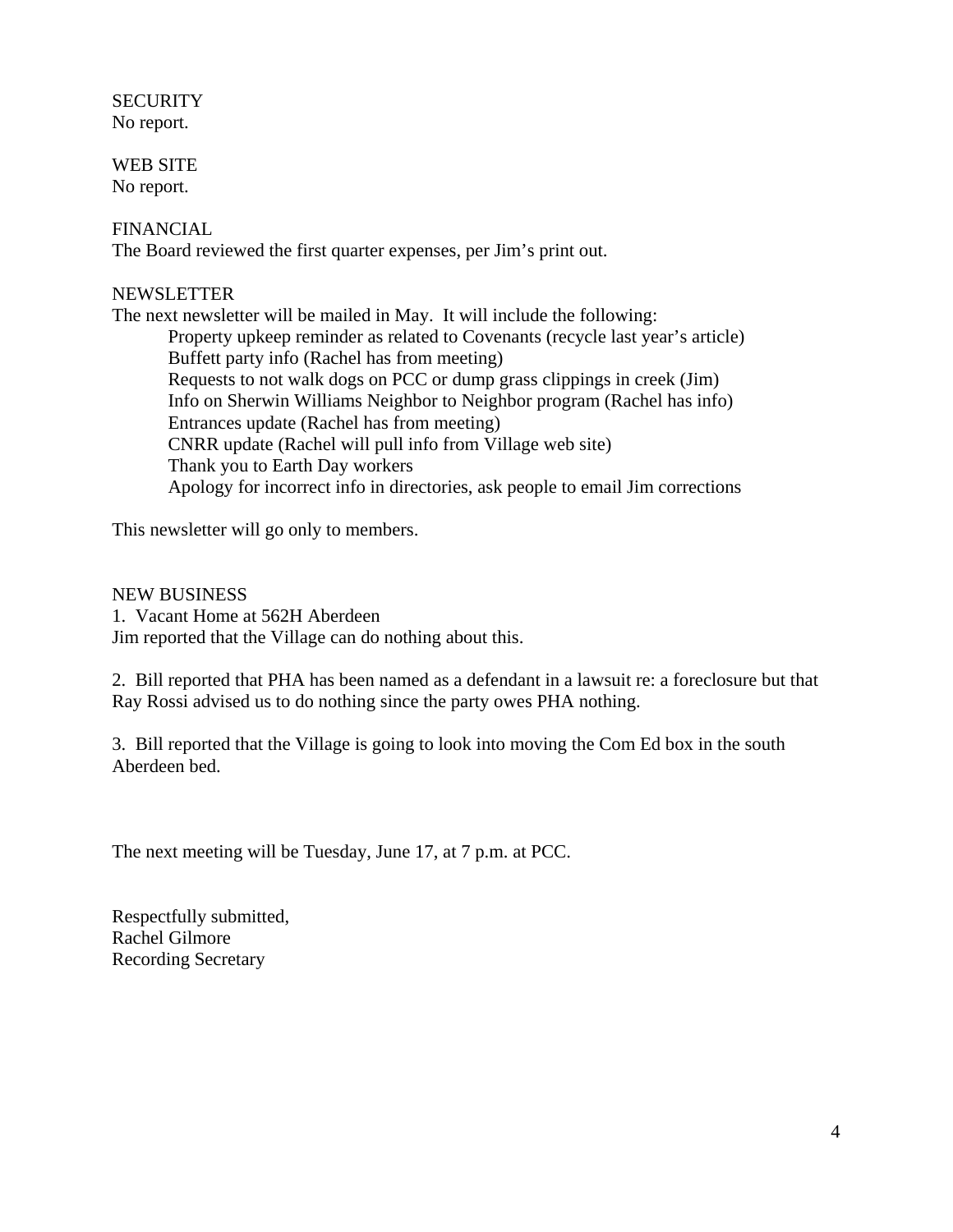SECURITY
No report.

WEB SITE
No report.

FINANCIAL
The Board reviewed the first quarter expenses, per Jim's print out.

NEWSLETTER
The next newsletter will be mailed in May. It will include the following:

- Property upkeep reminder as related to Covenants (recycle last year's article)
- Buffett party info (Rachel has from meeting)
- Requests to not walk dogs on PCC or dump grass clippings in creek (Jim)
- Info on Sherwin Williams Neighbor to Neighbor program (Rachel has info)
- Entrances update (Rachel has from meeting)
- CNRR update (Rachel will pull info from Village web site)
- Thank you to Earth Day workers
- Apology for incorrect info in directories, ask people to email Jim corrections

This newsletter will go only to members.

NEW BUSINESS
1. Vacant Home at 562H Aberdeen
Jim reported that the Village can do nothing about this.

2. Bill reported that PHA has been named as a defendant in a lawsuit re: a foreclosure but that Ray Rossi advised us to do nothing since the party owes PHA nothing.

3. Bill reported that the Village is going to look into moving the Com Ed box in the south Aberdeen bed.

The next meeting will be Tuesday, June 17, at 7 p.m. at PCC.

Respectfully submitted,
Rachel Gilmore
Recording Secretary